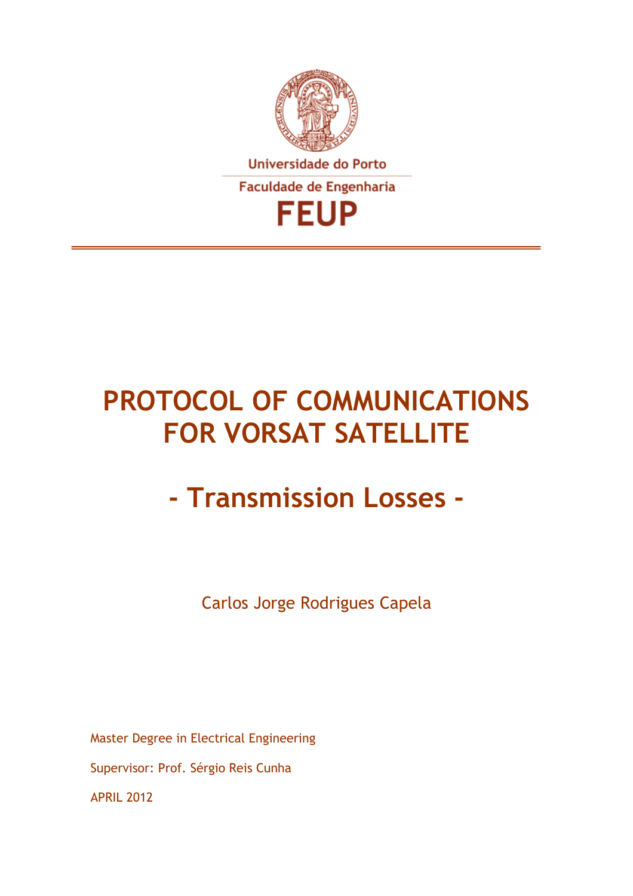Universidade do Porto

Faculdade de Engenharia

**FEUP**

# PROTOCOL OF COMMUNICATIONS FOR VORSAT SATELLITE

## - Transmission Losses -

Carlos Jorge Rodrigues Capela

Master Degree in Electrical Engineering

Supervisor: Prof. Sérgio Reis Cunha

APRIL 2012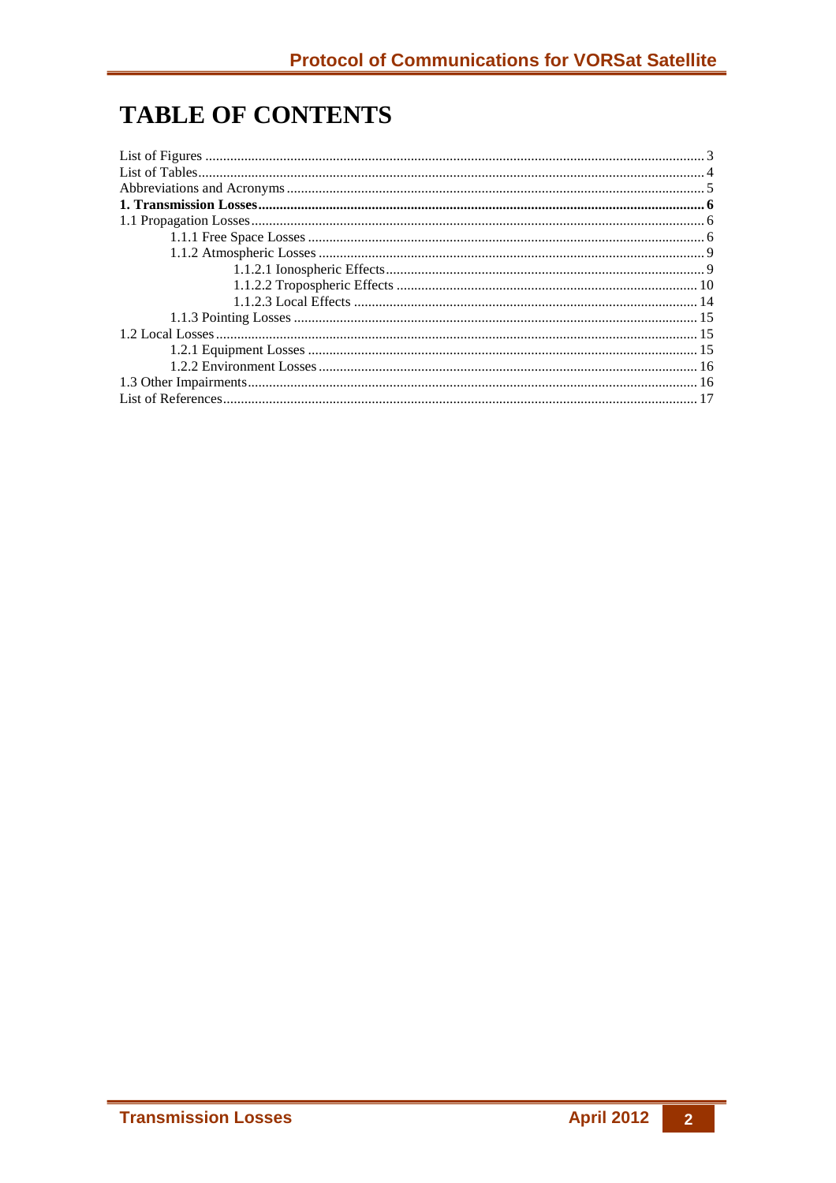# TABLE OF CONTENTS

List of Figures ........................................................................................................................................ 3
List of Tables.......................................................................................................................................... 4
Abbreviations and Acronyms .................................................................................................................. 5
**1. Transmission Losses ......................................................................................................................... 6**
1.1 Propagation Losses ............................................................................................................................ 6
- 1.1.1 Free Space Losses ........................................................................................................................ 6
- 1.1.2 Atmospheric Losses ..................................................................................................................... 9
  - 1.1.2.1 Ionospheric Effects ................................................................................................................ 9
  - 1.1.2.2 Tropospheric Effects ............................................................................................................ 10
  - 1.1.2.3 Local Effects ........................................................................................................................ 14
- 1.1.3 Pointing Losses .......................................................................................................................... 15

1.2 Local Losses ..................................................................................................................................... 15
- 1.2.1 Equipment Losses ...................................................................................................................... 15
- 1.2.2 Environment Losses ................................................................................................................... 16

1.3 Other Impairments ............................................................................................................................ 16
List of References .................................................................................................................................. 17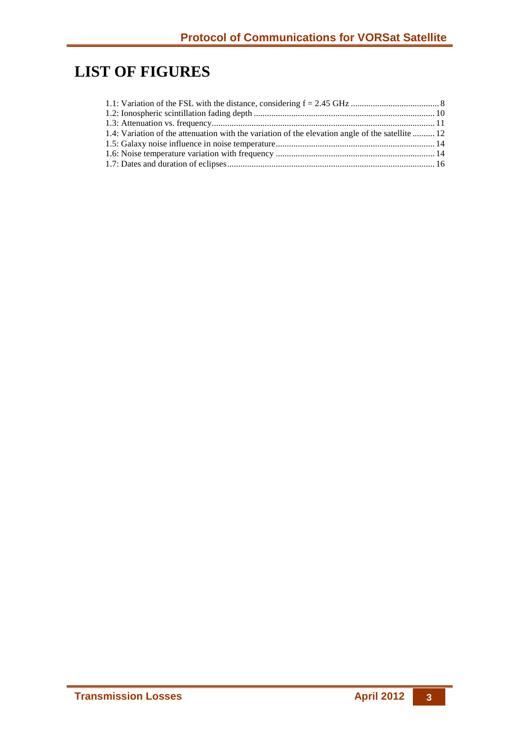# LIST OF FIGURES

1.1: Variation of the FSL with the distance, considering f = 2.45 GHz ........................................ 8
1.2: Ionospheric scintillation fading depth .................................................................................. 10
1.3: Attenuation vs. frequency.................................................................................................... 11
1.4: Variation of the attenuation with the variation of the elevation angle of the satellite .......... 12
1.5: Galaxy noise influence in noise temperature....................................................................... 14
1.6: Noise temperature variation with frequency ........................................................................ 14
1.7: Dates and duration of eclipses............................................................................................. 16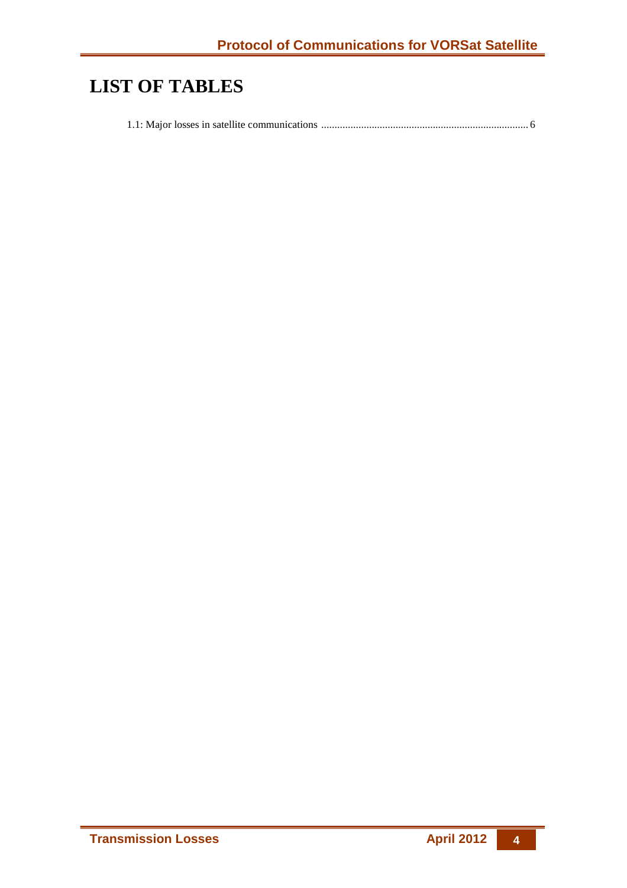# LIST OF TABLES

1.1: Major losses in satellite communications ............................................................................ 6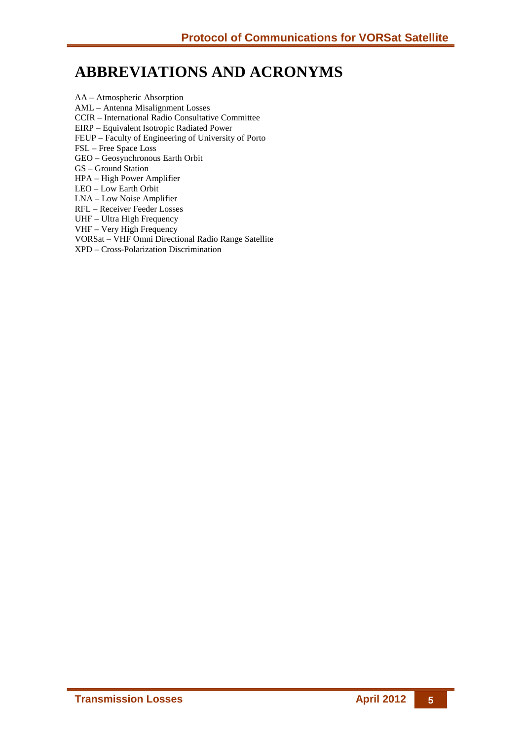# ABBREVIATIONS AND ACRONYMS

AA – Atmospheric Absorption
AML – Antenna Misalignment Losses
CCIR – International Radio Consultative Committee
EIRP – Equivalent Isotropic Radiated Power
FEUP – Faculty of Engineering of University of Porto
FSL – Free Space Loss
GEO – Geosynchronous Earth Orbit
GS – Ground Station
HPA – High Power Amplifier
LEO – Low Earth Orbit
LNA – Low Noise Amplifier
RFL – Receiver Feeder Losses
UHF – Ultra High Frequency
VHF – Very High Frequency
VORSat – VHF Omni Directional Radio Range Satellite
XPD – Cross-Polarization Discrimination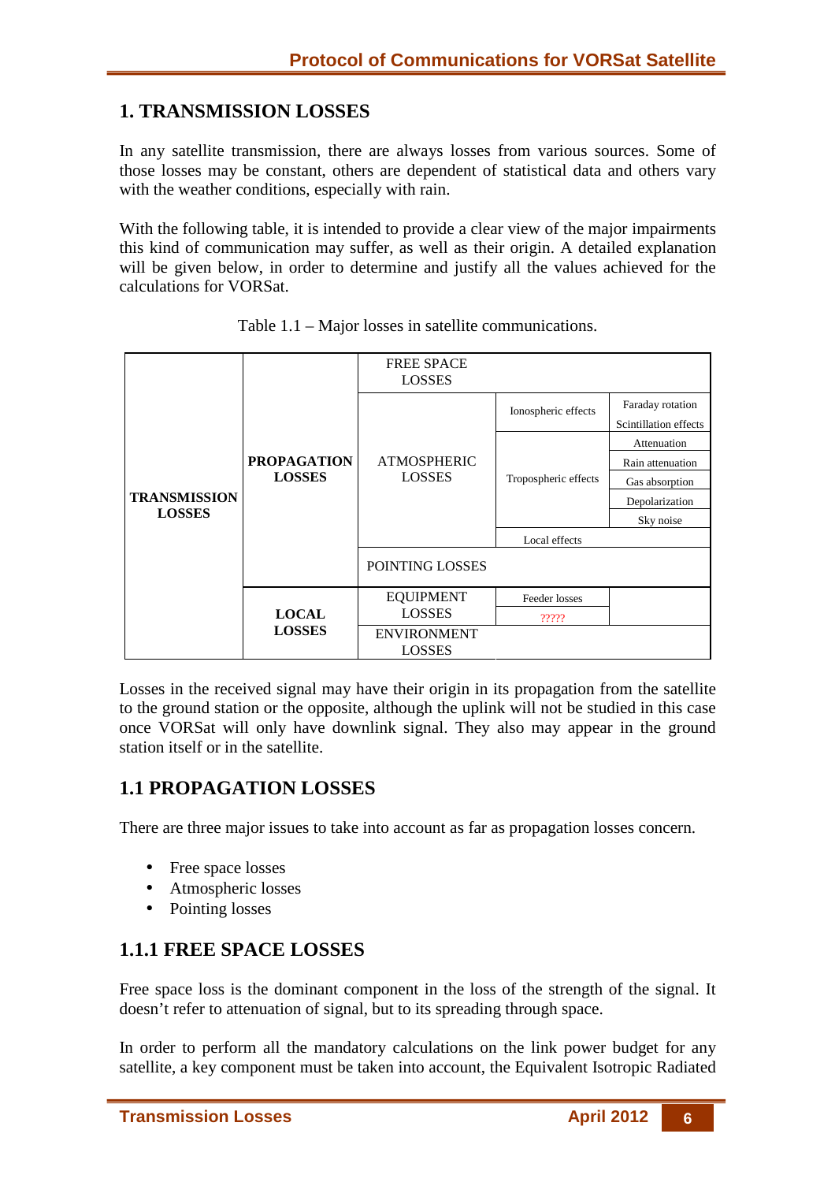# 1. TRANSMISSION LOSSES

In any satellite transmission, there are always losses from various sources. Some of those losses may be constant, others are dependent of statistical data and others vary with the weather conditions, especially with rain.

With the following table, it is intended to provide a clear view of the major impairments this kind of communication may suffer, as well as their origin. A detailed explanation will be given below, in order to determine and justify all the values achieved for the calculations for VORSat.

Table 1.1 – Major losses in satellite communications.

| | | | | |
|---|---|---|---|---|
| **TRANSMISSION LOSSES** | **PROPAGATION LOSSES** | FREE SPACE LOSSES | | |
| | | ATMOSPHERIC LOSSES | Ionospheric effects | Faraday rotation |
| | | | | Scintillation effects |
| | | | Tropospheric effects | Attenuation |
| | | | | Rain attenuation |
| | | | | Gas absorption |
| | | | | Depolarization |
| | | | | Sky noise |
| | | | Local effects | |
| | | POINTING LOSSES | | |
| | **LOCAL LOSSES** | EQUIPMENT LOSSES | Feeder losses | |
| | | | ????? | |
| | | ENVIRONMENT LOSSES | | |

Losses in the received signal may have their origin in its propagation from the satellite to the ground station or the opposite, although the uplink will not be studied in this case once VORSat will only have downlink signal. They also may appear in the ground station itself or in the satellite.

## 1.1 PROPAGATION LOSSES

There are three major issues to take into account as far as propagation losses concern.

- Free space losses
- Atmospheric losses
- Pointing losses

### 1.1.1 FREE SPACE LOSSES

Free space loss is the dominant component in the loss of the strength of the signal. It doesn't refer to attenuation of signal, but to its spreading through space.

In order to perform all the mandatory calculations on the link power budget for any satellite, a key component must be taken into account, the Equivalent Isotropic Radiated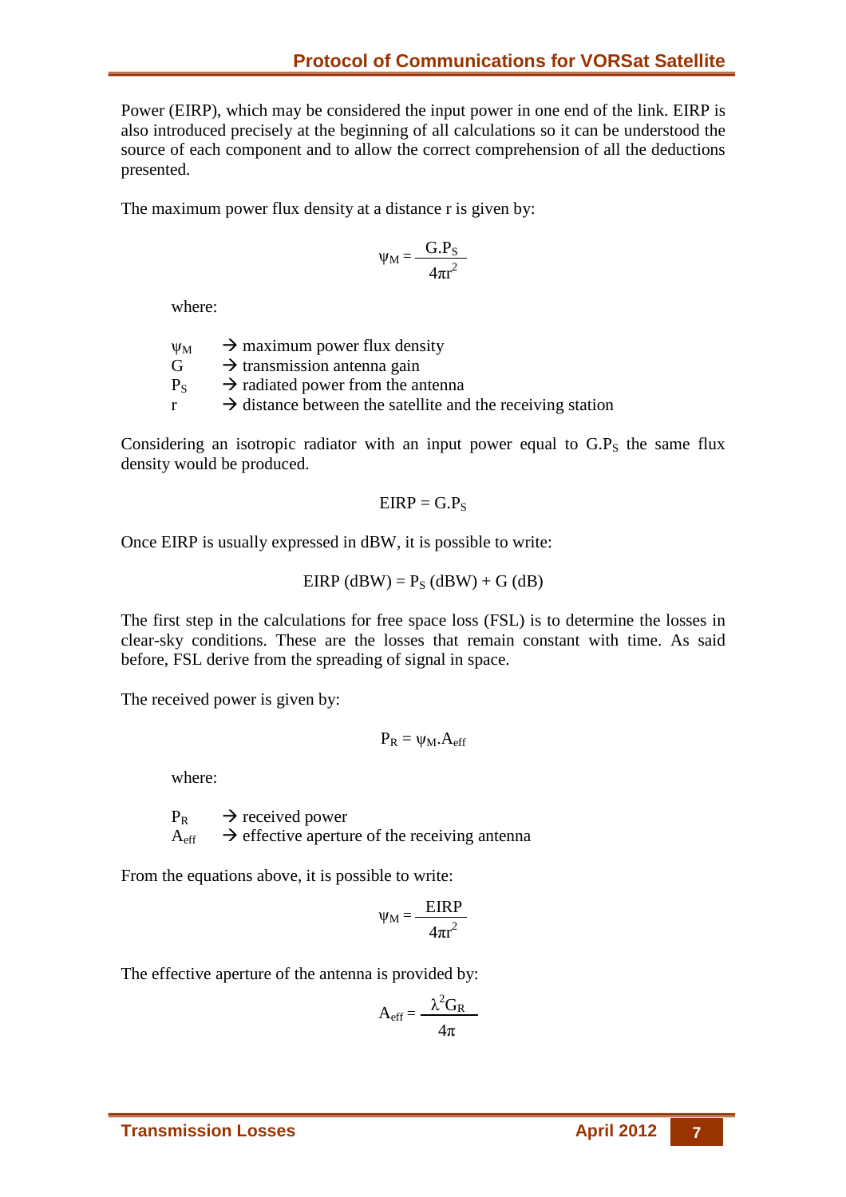Power (EIRP), which may be considered the input power in one end of the link. EIRP is also introduced precisely at the beginning of all calculations so it can be understood the source of each component and to allow the correct comprehension of all the deductions presented.

The maximum power flux density at a distance r is given by:

$$\psi_M = \frac{G.P_S}{4\pi r^2}$$

where:

- $\psi_M$ → maximum power flux density
- $G$ → transmission antenna gain
- $P_S$ → radiated power from the antenna
- $r$ → distance between the satellite and the receiving station

Considering an isotropic radiator with an input power equal to $G.P_S$ the same flux density would be produced.

$$EIRP = G.P_S$$

Once EIRP is usually expressed in dBW, it is possible to write:

$$EIRP\ (dBW) = P_S\ (dBW) + G\ (dB)$$

The first step in the calculations for free space loss (FSL) is to determine the losses in clear-sky conditions. These are the losses that remain constant with time. As said before, FSL derive from the spreading of signal in space.

The received power is given by:

$$P_R = \psi_M.A_{eff}$$

where:

- $P_R$ → received power
- $A_{eff}$ → effective aperture of the receiving antenna

From the equations above, it is possible to write:

$$\psi_M = \frac{EIRP}{4\pi r^2}$$

The effective aperture of the antenna is provided by:

$$A_{eff} = \frac{\lambda^2 G_R}{4\pi}$$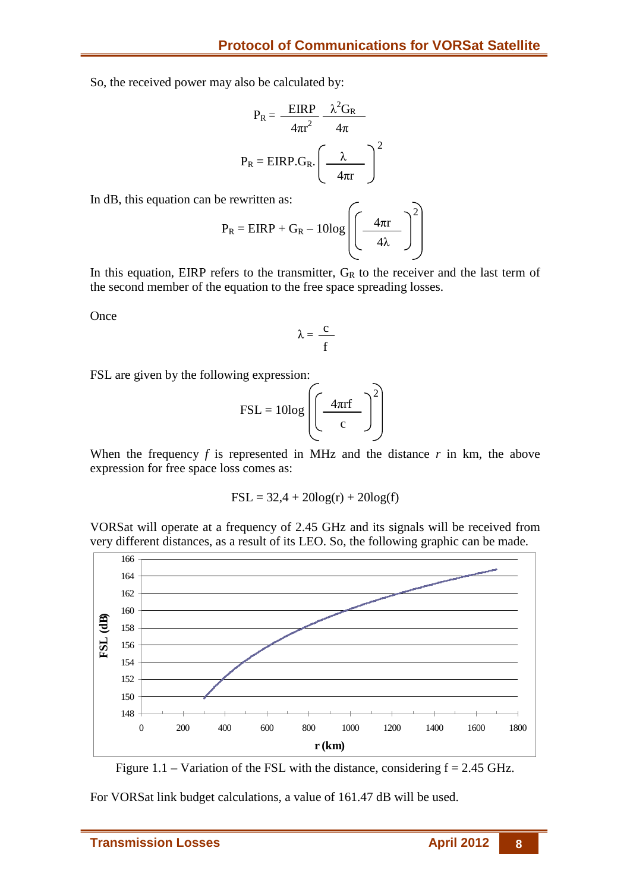So, the received power may also be calculated by:

$$P_R = \frac{EIRP}{4\pi r^2} \frac{\lambda^2 G_R}{4\pi}$$

$$P_R = EIRP.G_R.\left(\frac{\lambda}{4\pi r}\right)^2$$

In dB, this equation can be rewritten as:

$$P_R = EIRP + G_R - 10\log\left(\left(\frac{4\pi r}{4\lambda}\right)^2\right)$$

In this equation, EIRP refers to the transmitter, $G_R$ to the receiver and the last term of the second member of the equation to the free space spreading losses.

Once

$$\lambda = \frac{c}{f}$$

FSL are given by the following expression:

$$FSL = 10\log\left(\left(\frac{4\pi rf}{c}\right)^2\right)$$

When the frequency $f$ is represented in MHz and the distance $r$ in km, the above expression for free space loss comes as:

$$FSL = 32{,}4 + 20\log(r) + 20\log(f)$$

VORSat will operate at a frequency of 2.45 GHz and its signals will be received from very different distances, as a result of its LEO. So, the following graphic can be made.

Figure 1.1 – Variation of the FSL with the distance, considering f = 2.45 GHz.

For VORSat link budget calculations, a value of 161.47 dB will be used.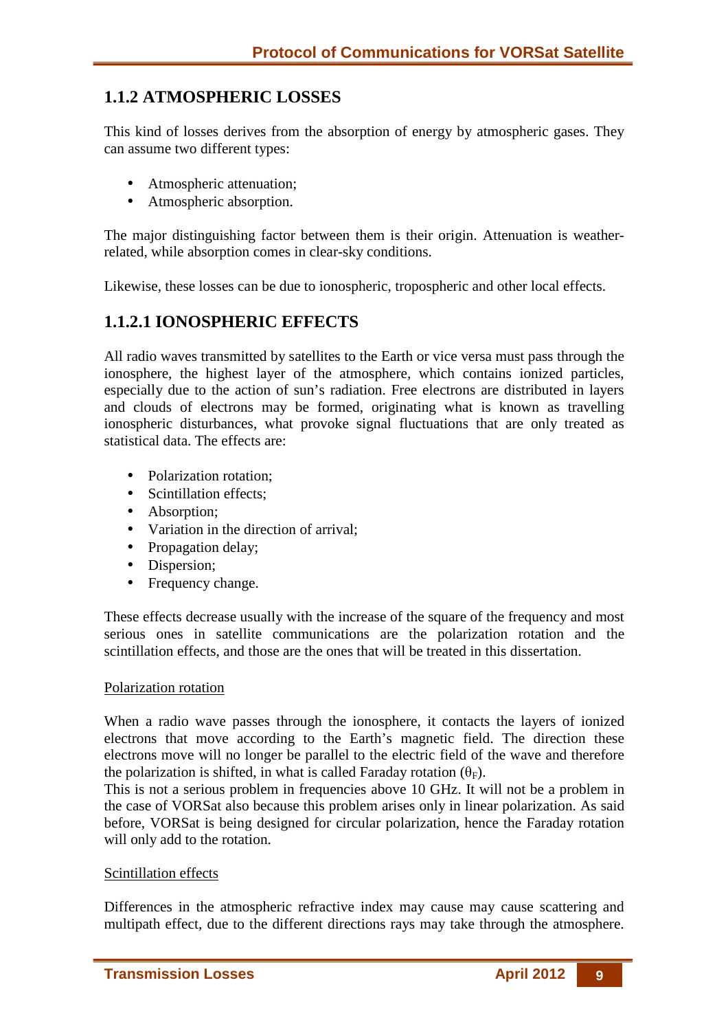## 1.1.2 ATMOSPHERIC LOSSES

This kind of losses derives from the absorption of energy by atmospheric gases. They can assume two different types:

- Atmospheric attenuation;
- Atmospheric absorption.

The major distinguishing factor between them is their origin. Attenuation is weather-related, while absorption comes in clear-sky conditions.

Likewise, these losses can be due to ionospheric, tropospheric and other local effects.

### 1.1.2.1 IONOSPHERIC EFFECTS

All radio waves transmitted by satellites to the Earth or vice versa must pass through the ionosphere, the highest layer of the atmosphere, which contains ionized particles, especially due to the action of sun's radiation. Free electrons are distributed in layers and clouds of electrons may be formed, originating what is known as travelling ionospheric disturbances, what provoke signal fluctuations that are only treated as statistical data. The effects are:

- Polarization rotation;
- Scintillation effects;
- Absorption;
- Variation in the direction of arrival;
- Propagation delay;
- Dispersion;
- Frequency change.

These effects decrease usually with the increase of the square of the frequency and most serious ones in satellite communications are the polarization rotation and the scintillation effects, and those are the ones that will be treated in this dissertation.

<u>Polarization rotation</u>

When a radio wave passes through the ionosphere, it contacts the layers of ionized electrons that move according to the Earth's magnetic field. The direction these electrons move will no longer be parallel to the electric field of the wave and therefore the polarization is shifted, in what is called Faraday rotation ($\theta_F$).
This is not a serious problem in frequencies above 10 GHz. It will not be a problem in the case of VORSat also because this problem arises only in linear polarization. As said before, VORSat is being designed for circular polarization, hence the Faraday rotation will only add to the rotation.

<u>Scintillation effects</u>

Differences in the atmospheric refractive index may cause may cause scattering and multipath effect, due to the different directions rays may take through the atmosphere.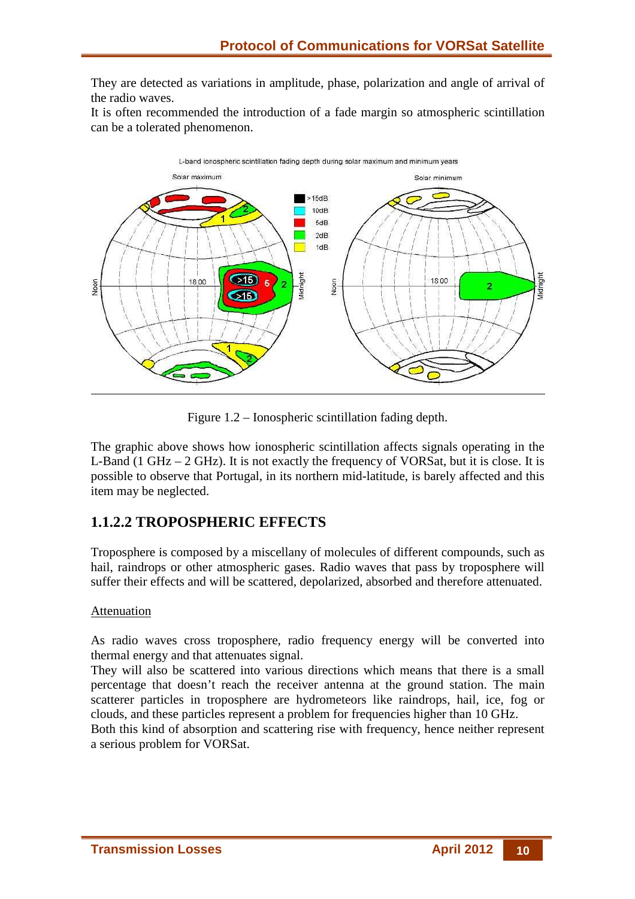They are detected as variations in amplitude, phase, polarization and angle of arrival of the radio waves.
It is often recommended the introduction of a fade margin so atmospheric scintillation can be a tolerated phenomenon.

Figure 1.2 – Ionospheric scintillation fading depth.

The graphic above shows how ionospheric scintillation affects signals operating in the L-Band (1 GHz – 2 GHz). It is not exactly the frequency of VORSat, but it is close. It is possible to observe that Portugal, in its northern mid-latitude, is barely affected and this item may be neglected.

### 1.1.2.2 TROPOSPHERIC EFFECTS

Troposphere is composed by a miscellany of molecules of different compounds, such as hail, raindrops or other atmospheric gases. Radio waves that pass by troposphere will suffer their effects and will be scattered, depolarized, absorbed and therefore attenuated.

<u>Attenuation</u>

As radio waves cross troposphere, radio frequency energy will be converted into thermal energy and that attenuates signal.
They will also be scattered into various directions which means that there is a small percentage that doesn't reach the receiver antenna at the ground station. The main scatterer particles in troposphere are hydrometeors like raindrops, hail, ice, fog or clouds, and these particles represent a problem for frequencies higher than 10 GHz.
Both this kind of absorption and scattering rise with frequency, hence neither represent a serious problem for VORSat.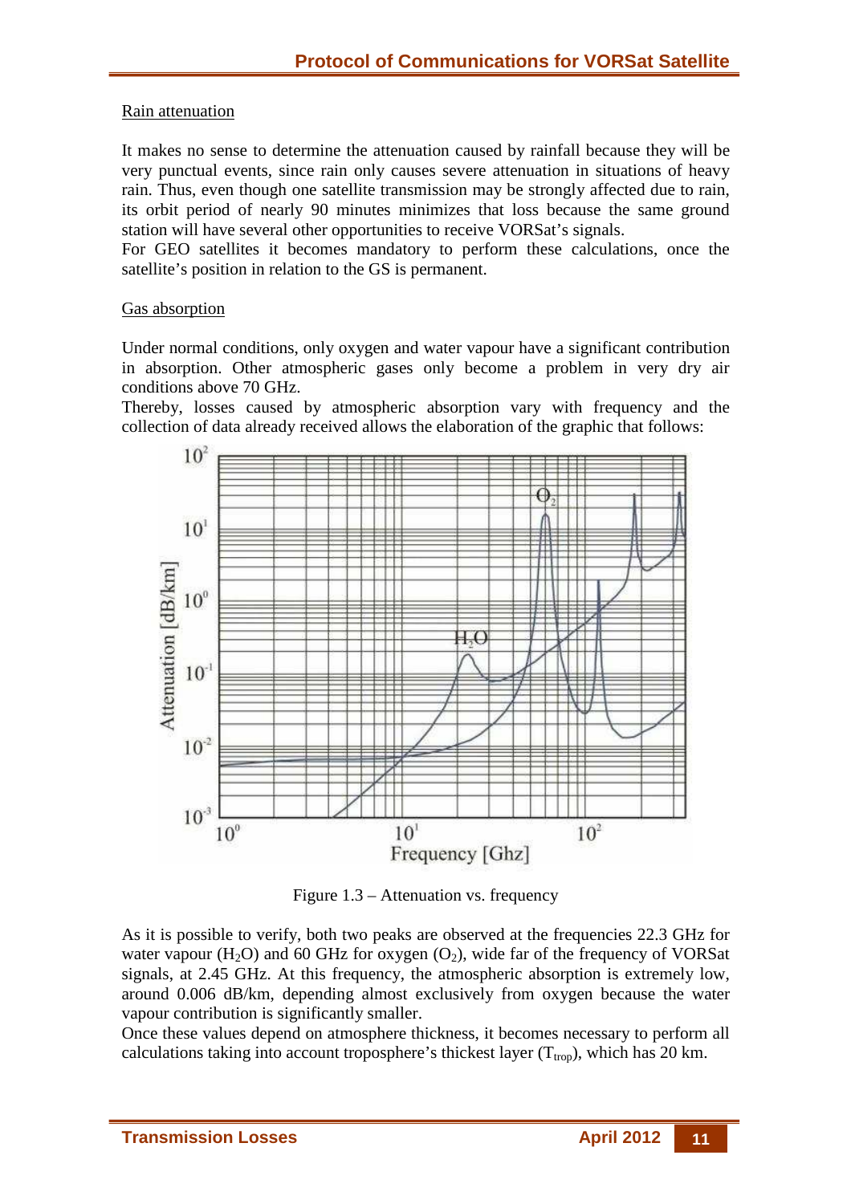Rain attenuation

It makes no sense to determine the attenuation caused by rainfall because they will be very punctual events, since rain only causes severe attenuation in situations of heavy rain. Thus, even though one satellite transmission may be strongly affected due to rain, its orbit period of nearly 90 minutes minimizes that loss because the same ground station will have several other opportunities to receive VORSat's signals.
For GEO satellites it becomes mandatory to perform these calculations, once the satellite's position in relation to the GS is permanent.

Gas absorption

Under normal conditions, only oxygen and water vapour have a significant contribution in absorption. Other atmospheric gases only become a problem in very dry air conditions above 70 GHz.
Thereby, losses caused by atmospheric absorption vary with frequency and the collection of data already received allows the elaboration of the graphic that follows:

Figure 1.3 – Attenuation vs. frequency

As it is possible to verify, both two peaks are observed at the frequencies 22.3 GHz for water vapour ($H_2O$) and 60 GHz for oxygen ($O_2$), wide far of the frequency of VORSat signals, at 2.45 GHz. At this frequency, the atmospheric absorption is extremely low, around 0.006 dB/km, depending almost exclusively from oxygen because the water vapour contribution is significantly smaller.
Once these values depend on atmosphere thickness, it becomes necessary to perform all calculations taking into account troposphere's thickest layer ($T_{trop}$), which has 20 km.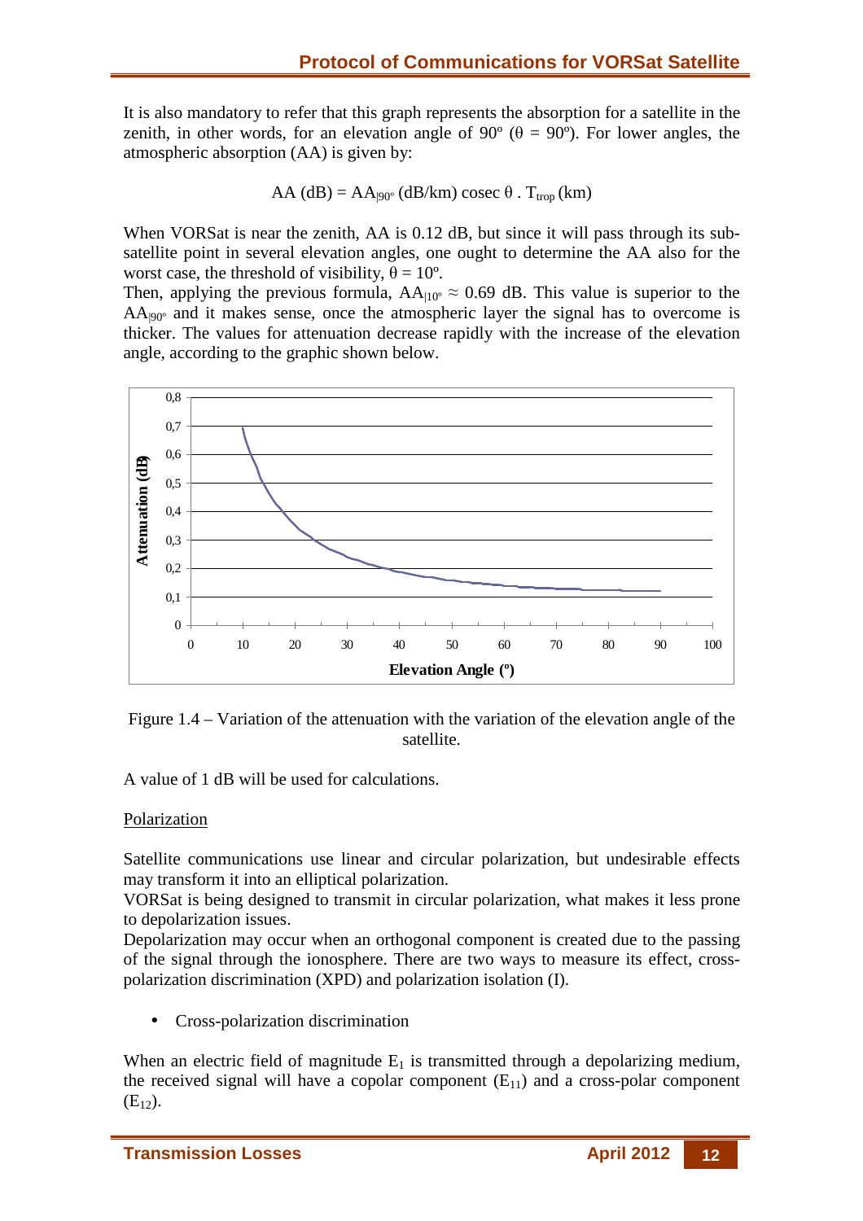It is also mandatory to refer that this graph represents the absorption for a satellite in the zenith, in other words, for an elevation angle of 90º (θ = 90º). For lower angles, the atmospheric absorption (AA) is given by:

$$AA\ (dB) = AA_{|90^{\circ}}\ (dB/km)\ \text{cosec}\ \theta\ .\ T_{trop}\ (km)$$

When VORSat is near the zenith, AA is 0.12 dB, but since it will pass through its sub-satellite point in several elevation angles, one ought to determine the AA also for the worst case, the threshold of visibility, θ = 10º.
Then, applying the previous formula, $AA_{|10^{\circ}} \approx 0.69$ dB. This value is superior to the $AA_{|90^{\circ}}$ and it makes sense, once the atmospheric layer the signal has to overcome is thicker. The values for attenuation decrease rapidly with the increase of the elevation angle, according to the graphic shown below.

Figure 1.4 – Variation of the attenuation with the variation of the elevation angle of the satellite.

A value of 1 dB will be used for calculations.

<u>Polarization</u>

Satellite communications use linear and circular polarization, but undesirable effects may transform it into an elliptical polarization.
VORSat is being designed to transmit in circular polarization, what makes it less prone to depolarization issues.
Depolarization may occur when an orthogonal component is created due to the passing of the signal through the ionosphere. There are two ways to measure its effect, cross-polarization discrimination (XPD) and polarization isolation (I).

- Cross-polarization discrimination

When an electric field of magnitude $E_1$ is transmitted through a depolarizing medium, the received signal will have a copolar component ($E_{11}$) and a cross-polar component ($E_{12}$).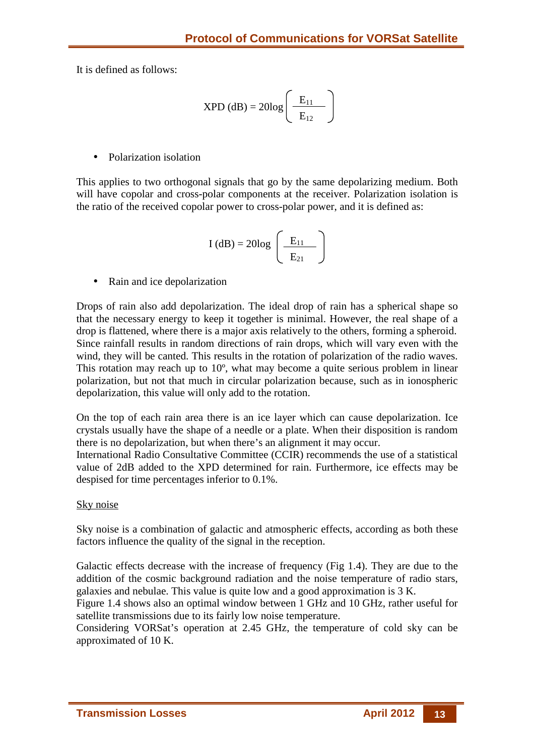It is defined as follows:

$$\text{XPD (dB)} = 20\log\left(\frac{E_{11}}{E_{12}}\right)$$

- Polarization isolation

This applies to two orthogonal signals that go by the same depolarizing medium. Both will have copolar and cross-polar components at the receiver. Polarization isolation is the ratio of the received copolar power to cross-polar power, and it is defined as:

$$\text{I (dB)} = 20\log\left(\frac{E_{11}}{E_{21}}\right)$$

- Rain and ice depolarization

Drops of rain also add depolarization. The ideal drop of rain has a spherical shape so that the necessary energy to keep it together is minimal. However, the real shape of a drop is flattened, where there is a major axis relatively to the others, forming a spheroid. Since rainfall results in random directions of rain drops, which will vary even with the wind, they will be canted. This results in the rotation of polarization of the radio waves. This rotation may reach up to 10º, what may become a quite serious problem in linear polarization, but not that much in circular polarization because, such as in ionospheric depolarization, this value will only add to the rotation.

On the top of each rain area there is an ice layer which can cause depolarization. Ice crystals usually have the shape of a needle or a plate. When their disposition is random there is no depolarization, but when there's an alignment it may occur.
International Radio Consultative Committee (CCIR) recommends the use of a statistical value of 2dB added to the XPD determined for rain. Furthermore, ice effects may be despised for time percentages inferior to 0.1%.

Sky noise

Sky noise is a combination of galactic and atmospheric effects, according as both these factors influence the quality of the signal in the reception.

Galactic effects decrease with the increase of frequency (Fig 1.4). They are due to the addition of the cosmic background radiation and the noise temperature of radio stars, galaxies and nebulae. This value is quite low and a good approximation is 3 K.
Figure 1.4 shows also an optimal window between 1 GHz and 10 GHz, rather useful for satellite transmissions due to its fairly low noise temperature.
Considering VORSat's operation at 2.45 GHz, the temperature of cold sky can be approximated of 10 K.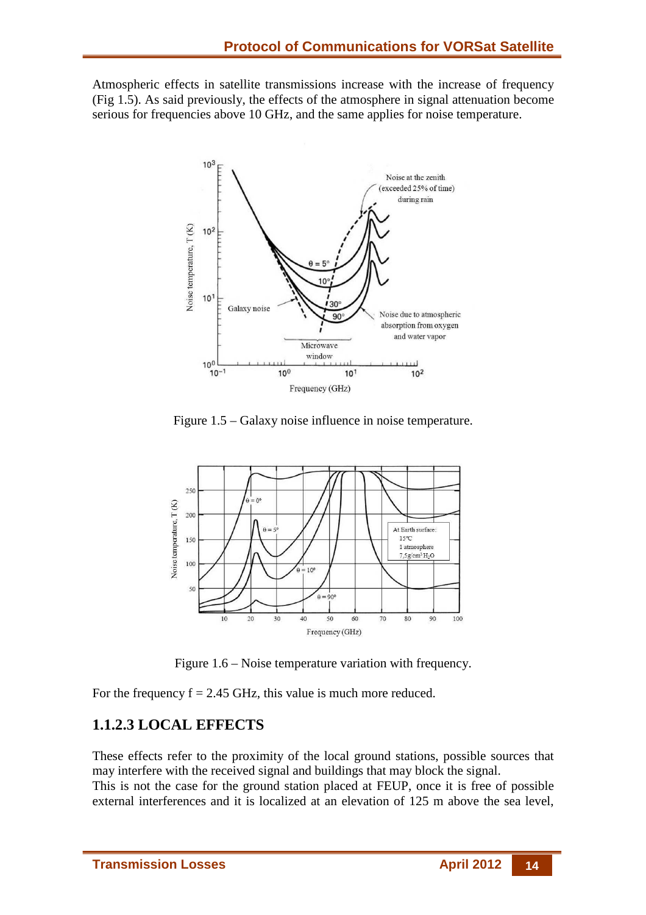Atmospheric effects in satellite transmissions increase with the increase of frequency (Fig 1.5). As said previously, the effects of the atmosphere in signal attenuation become serious for frequencies above 10 GHz, and the same applies for noise temperature.

Figure 1.5 – Galaxy noise influence in noise temperature.

Figure 1.6 – Noise temperature variation with frequency.

For the frequency f = 2.45 GHz, this value is much more reduced.

### 1.1.2.3 LOCAL EFFECTS

These effects refer to the proximity of the local ground stations, possible sources that may interfere with the received signal and buildings that may block the signal.
This is not the case for the ground station placed at FEUP, once it is free of possible external interferences and it is localized at an elevation of 125 m above the sea level,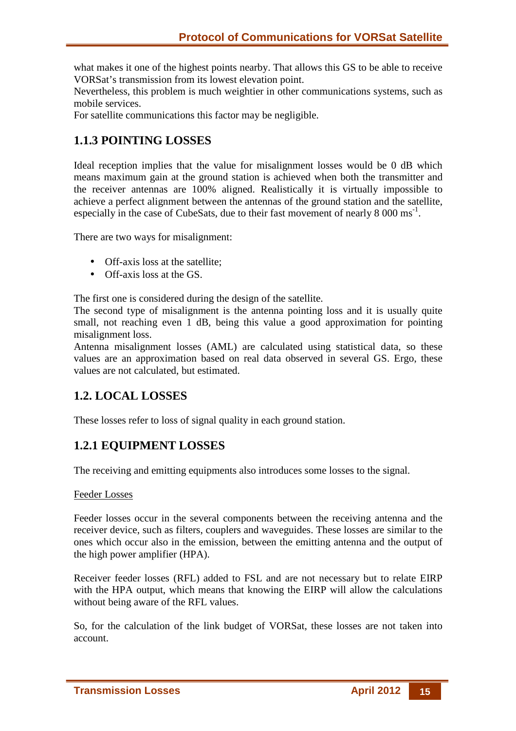what makes it one of the highest points nearby. That allows this GS to be able to receive VORSat's transmission from its lowest elevation point.
Nevertheless, this problem is much weightier in other communications systems, such as mobile services.
For satellite communications this factor may be negligible.

### 1.1.3 POINTING LOSSES

Ideal reception implies that the value for misalignment losses would be 0 dB which means maximum gain at the ground station is achieved when both the transmitter and the receiver antennas are 100% aligned. Realistically it is virtually impossible to achieve a perfect alignment between the antennas of the ground station and the satellite, especially in the case of CubeSats, due to their fast movement of nearly 8 000 $ms^{-1}$.

There are two ways for misalignment:

- Off-axis loss at the satellite;
- Off-axis loss at the GS.

The first one is considered during the design of the satellite.
The second type of misalignment is the antenna pointing loss and it is usually quite small, not reaching even 1 dB, being this value a good approximation for pointing misalignment loss.
Antenna misalignment losses (AML) are calculated using statistical data, so these values are an approximation based on real data observed in several GS. Ergo, these values are not calculated, but estimated.

## 1.2. LOCAL LOSSES

These losses refer to loss of signal quality in each ground station.

### 1.2.1 EQUIPMENT LOSSES

The receiving and emitting equipments also introduces some losses to the signal.

Feeder Losses

Feeder losses occur in the several components between the receiving antenna and the receiver device, such as filters, couplers and waveguides. These losses are similar to the ones which occur also in the emission, between the emitting antenna and the output of the high power amplifier (HPA).

Receiver feeder losses (RFL) added to FSL and are not necessary but to relate EIRP with the HPA output, which means that knowing the EIRP will allow the calculations without being aware of the RFL values.

So, for the calculation of the link budget of VORSat, these losses are not taken into account.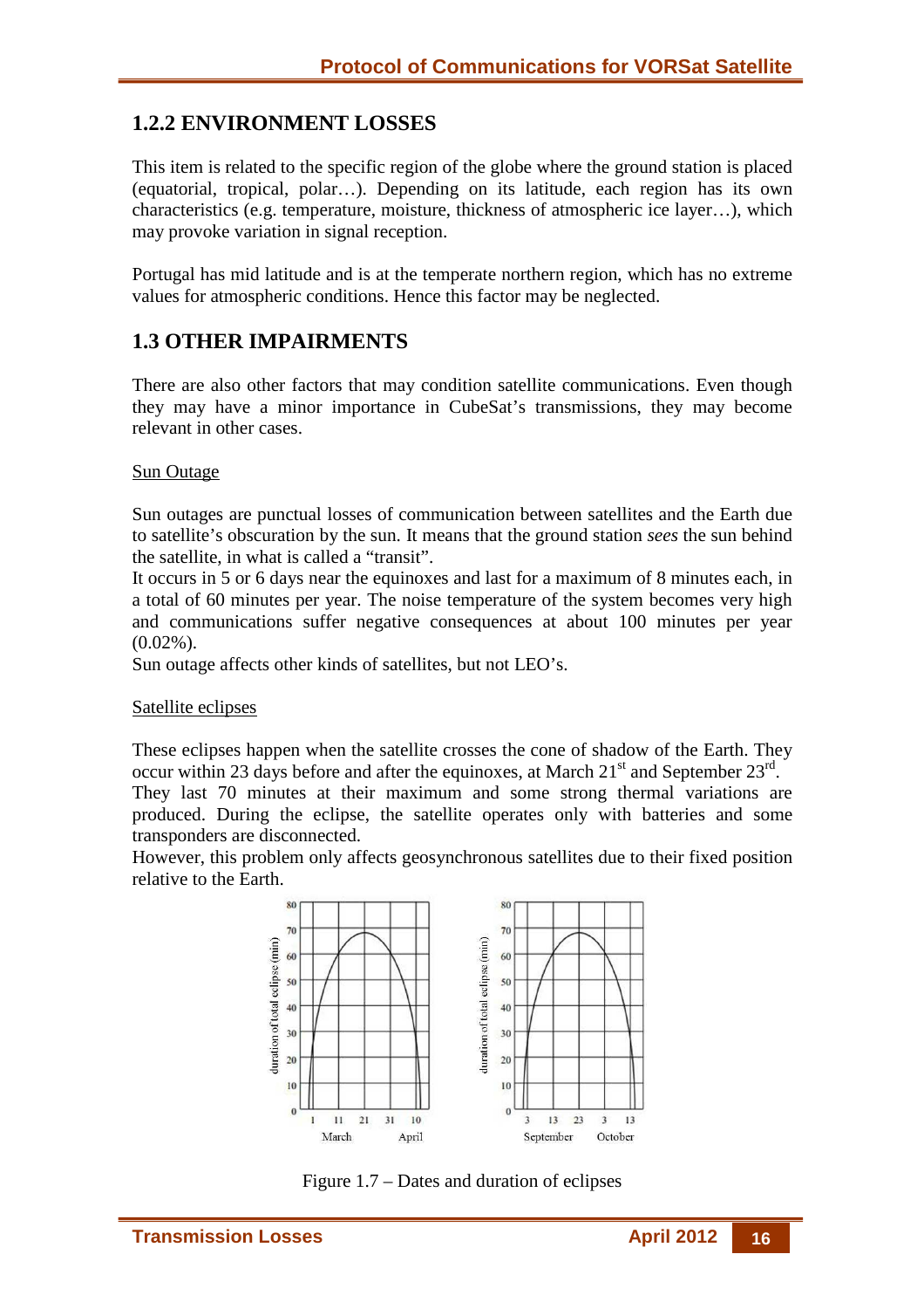### 1.2.2 ENVIRONMENT LOSSES

This item is related to the specific region of the globe where the ground station is placed (equatorial, tropical, polar…). Depending on its latitude, each region has its own characteristics (e.g. temperature, moisture, thickness of atmospheric ice layer…), which may provoke variation in signal reception.

Portugal has mid latitude and is at the temperate northern region, which has no extreme values for atmospheric conditions. Hence this factor may be neglected.

## 1.3 OTHER IMPAIRMENTS

There are also other factors that may condition satellite communications. Even though they may have a minor importance in CubeSat's transmissions, they may become relevant in other cases.

Sun Outage

Sun outages are punctual losses of communication between satellites and the Earth due to satellite's obscuration by the sun. It means that the ground station *sees* the sun behind the satellite, in what is called a "transit".

It occurs in 5 or 6 days near the equinoxes and last for a maximum of 8 minutes each, in a total of 60 minutes per year. The noise temperature of the system becomes very high and communications suffer negative consequences at about 100 minutes per year (0.02%).

Sun outage affects other kinds of satellites, but not LEO's.

Satellite eclipses

These eclipses happen when the satellite crosses the cone of shadow of the Earth. They occur within 23 days before and after the equinoxes, at March 21st and September 23rd.

They last 70 minutes at their maximum and some strong thermal variations are produced. During the eclipse, the satellite operates only with batteries and some transponders are disconnected.

However, this problem only affects geosynchronous satellites due to their fixed position relative to the Earth.

Figure 1.7 – Dates and duration of eclipses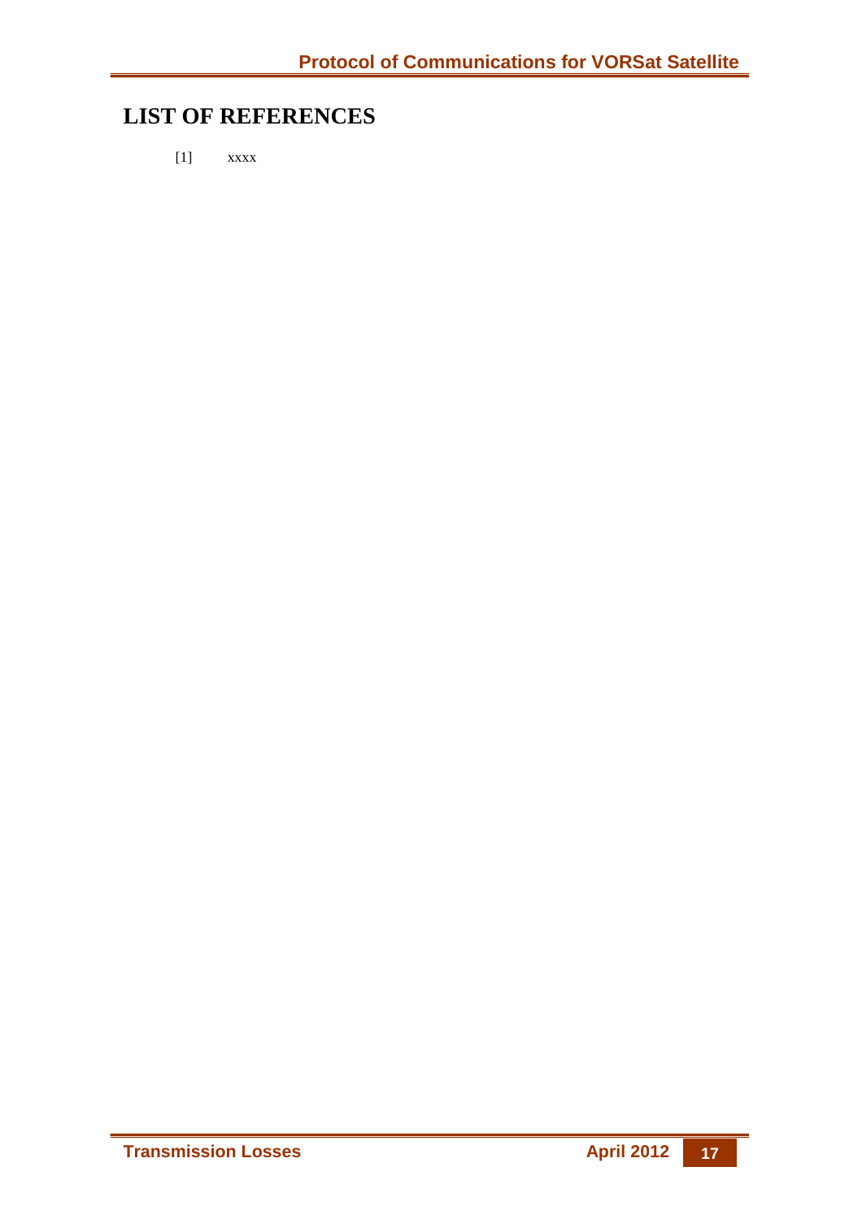# LIST OF REFERENCES

[1] xxxx